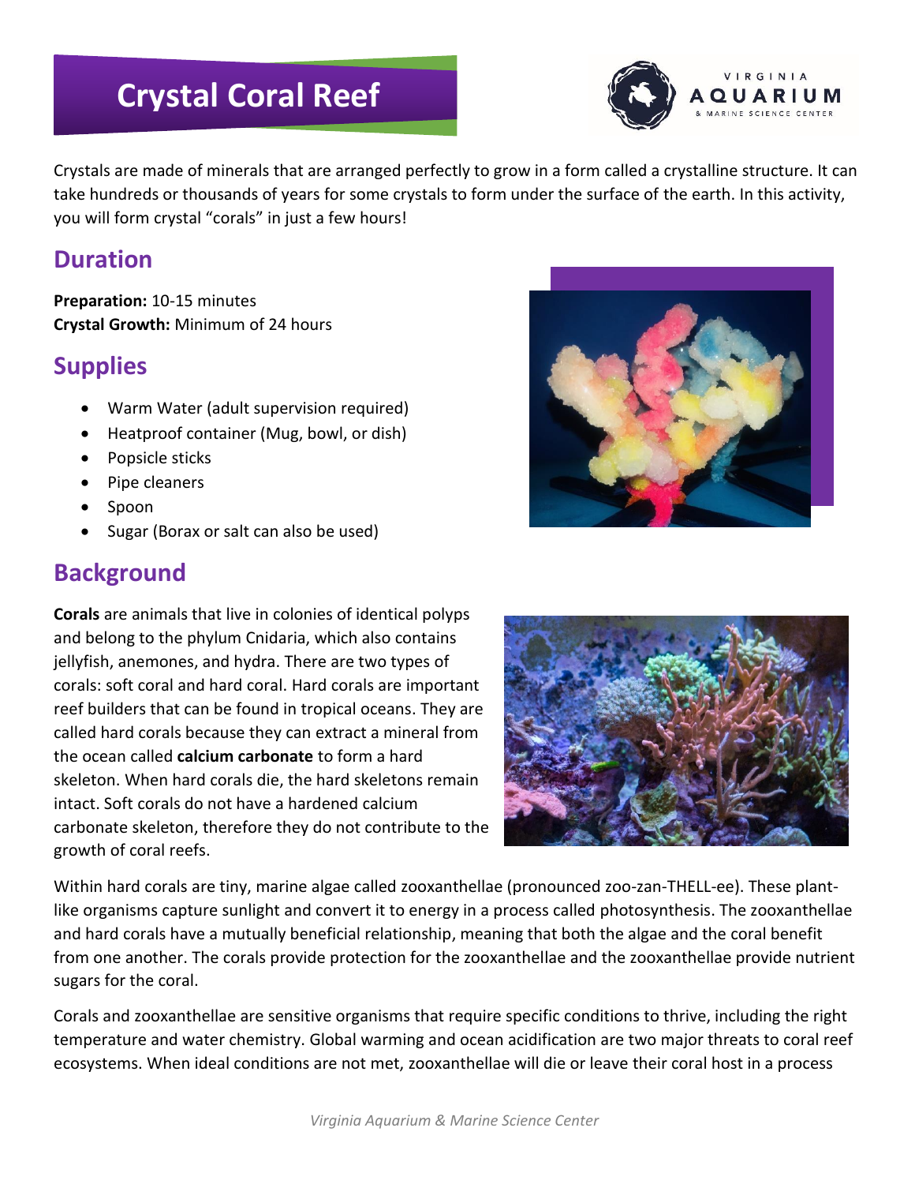# Crystal Coral Reef

Crystals are made of minerals that are arranged perfectly to grow in a form called a crystalline structure. It can take hundreds or thousands of years for some crystals to form under the surface of the earth. In this activity, you will form crystal "corals" in just a few hours!

## Duration

**Preparation:** 10-15 minutes
**Crystal Growth:** Minimum of 24 hours

## Supplies

- Warm Water (adult supervision required)
- Heatproof container (Mug, bowl, or dish)
- Popsicle sticks
- Pipe cleaners
- Spoon
- Sugar (Borax or salt can also be used)

## Background

**Corals** are animals that live in colonies of identical polyps and belong to the phylum Cnidaria, which also contains jellyfish, anemones, and hydra. There are two types of corals: soft coral and hard coral. Hard corals are important reef builders that can be found in tropical oceans. They are called hard corals because they can extract a mineral from the ocean called **calcium carbonate** to form a hard skeleton. When hard corals die, the hard skeletons remain intact. Soft corals do not have a hardened calcium carbonate skeleton, therefore they do not contribute to the growth of coral reefs.

Within hard corals are tiny, marine algae called zooxanthellae (pronounced zoo-zan-THELL-ee). These plant-like organisms capture sunlight and convert it to energy in a process called photosynthesis. The zooxanthellae and hard corals have a mutually beneficial relationship, meaning that both the algae and the coral benefit from one another. The corals provide protection for the zooxanthellae and the zooxanthellae provide nutrient sugars for the coral.

Corals and zooxanthellae are sensitive organisms that require specific conditions to thrive, including the right temperature and water chemistry. Global warming and ocean acidification are two major threats to coral reef ecosystems. When ideal conditions are not met, zooxanthellae will die or leave their coral host in a process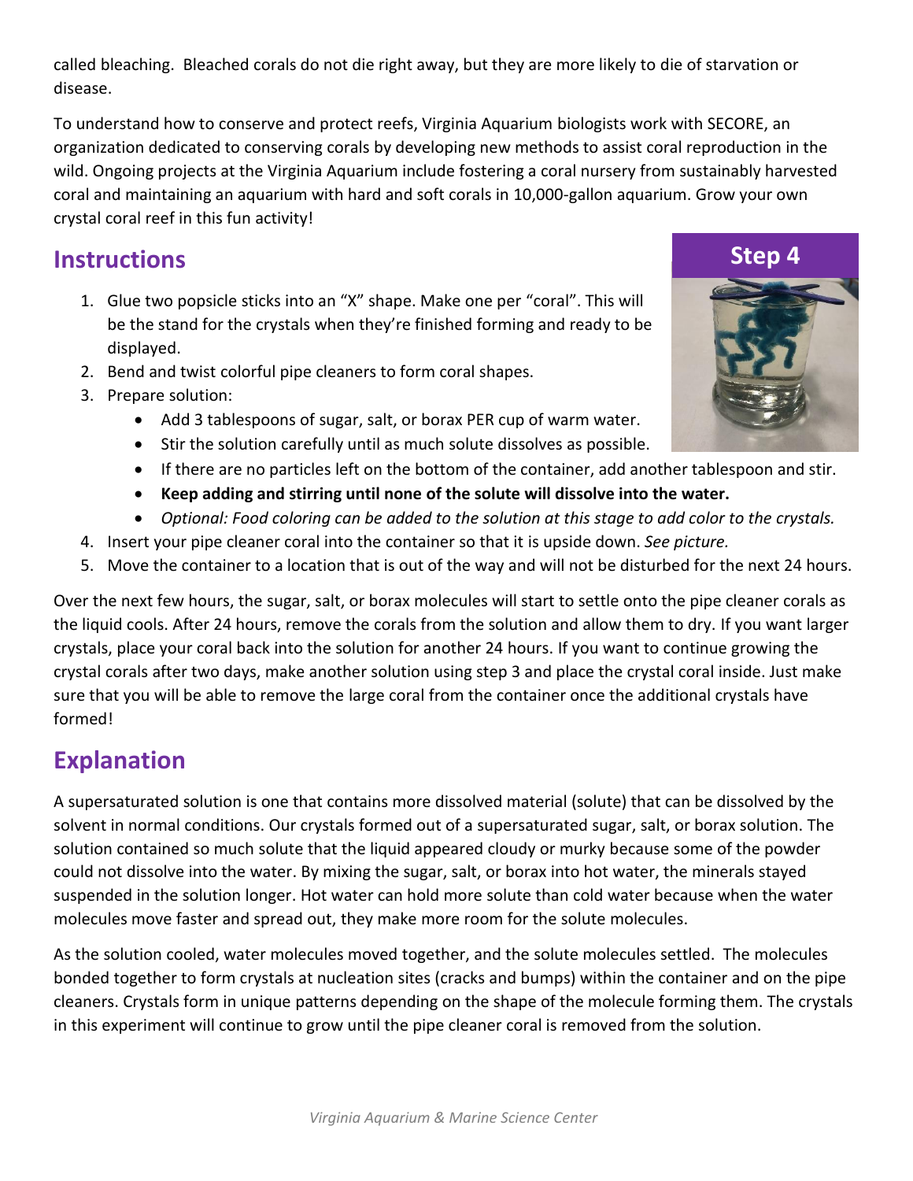called bleaching. Bleached corals do not die right away, but they are more likely to die of starvation or disease.

To understand how to conserve and protect reefs, Virginia Aquarium biologists work with SECORE, an organization dedicated to conserving corals by developing new methods to assist coral reproduction in the wild. Ongoing projects at the Virginia Aquarium include fostering a coral nursery from sustainably harvested coral and maintaining an aquarium with hard and soft corals in 10,000-gallon aquarium. Grow your own crystal coral reef in this fun activity!

## Instructions

**Step 4**

1. Glue two popsicle sticks into an "X" shape. Make one per "coral". This will be the stand for the crystals when they're finished forming and ready to be displayed.
2. Bend and twist colorful pipe cleaners to form coral shapes.
3. Prepare solution:
   - Add 3 tablespoons of sugar, salt, or borax PER cup of warm water.
   - Stir the solution carefully until as much solute dissolves as possible.
   - If there are no particles left on the bottom of the container, add another tablespoon and stir.
   - **Keep adding and stirring until none of the solute will dissolve into the water.**
   - *Optional: Food coloring can be added to the solution at this stage to add color to the crystals.*
4. Insert your pipe cleaner coral into the container so that it is upside down. *See picture.*
5. Move the container to a location that is out of the way and will not be disturbed for the next 24 hours.

Over the next few hours, the sugar, salt, or borax molecules will start to settle onto the pipe cleaner corals as the liquid cools. After 24 hours, remove the corals from the solution and allow them to dry. If you want larger crystals, place your coral back into the solution for another 24 hours. If you want to continue growing the crystal corals after two days, make another solution using step 3 and place the crystal coral inside. Just make sure that you will be able to remove the large coral from the container once the additional crystals have formed!

## Explanation

A supersaturated solution is one that contains more dissolved material (solute) that can be dissolved by the solvent in normal conditions. Our crystals formed out of a supersaturated sugar, salt, or borax solution. The solution contained so much solute that the liquid appeared cloudy or murky because some of the powder could not dissolve into the water. By mixing the sugar, salt, or borax into hot water, the minerals stayed suspended in the solution longer. Hot water can hold more solute than cold water because when the water molecules move faster and spread out, they make more room for the solute molecules.

As the solution cooled, water molecules moved together, and the solute molecules settled. The molecules bonded together to form crystals at nucleation sites (cracks and bumps) within the container and on the pipe cleaners. Crystals form in unique patterns depending on the shape of the molecule forming them. The crystals in this experiment will continue to grow until the pipe cleaner coral is removed from the solution.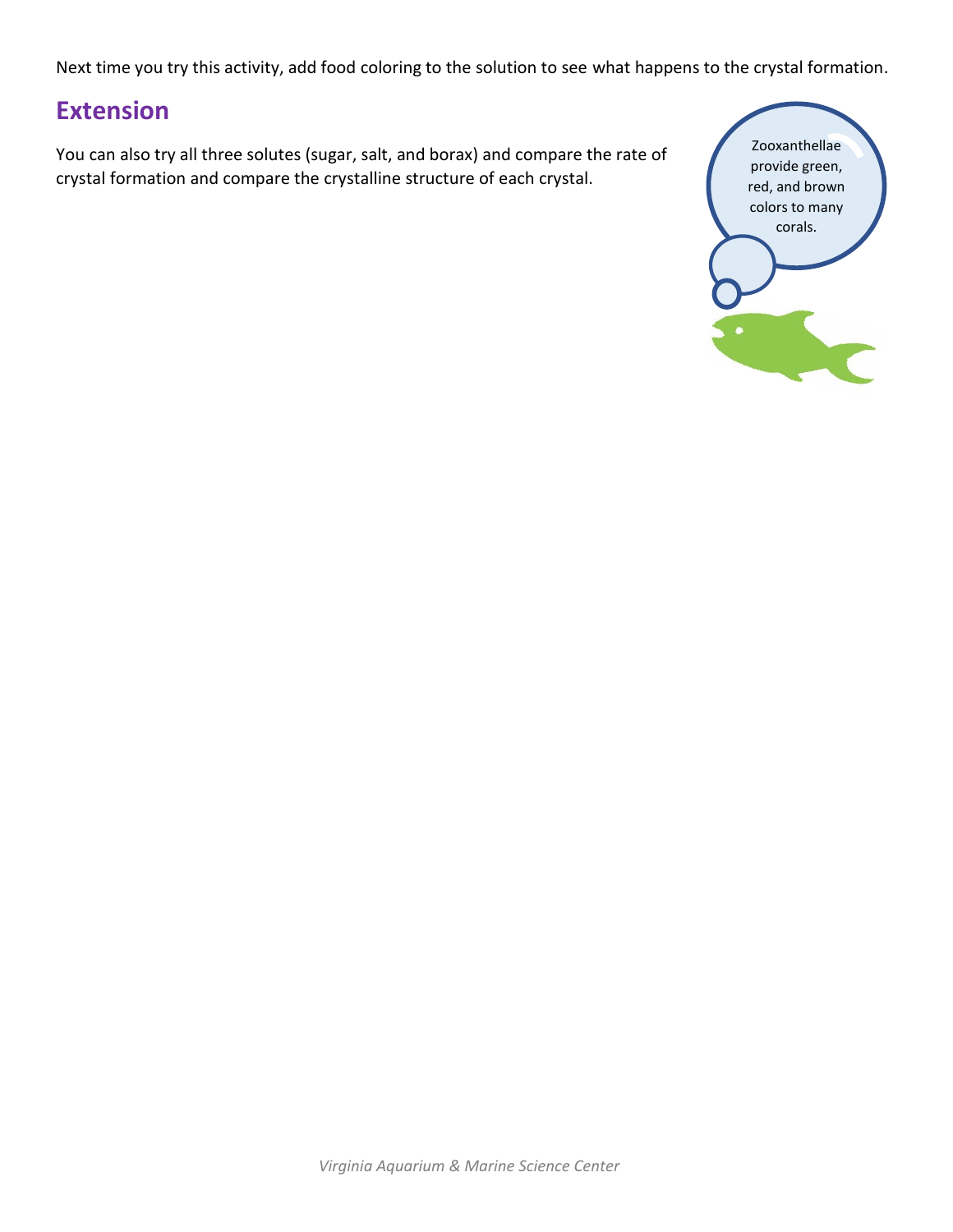Next time you try this activity, add food coloring to the solution to see what happens to the crystal formation.

## Extension

You can also try all three solutes (sugar, salt, and borax) and compare the rate of crystal formation and compare the crystalline structure of each crystal.

Zooxanthellae provide green, red, and brown colors to many corals.